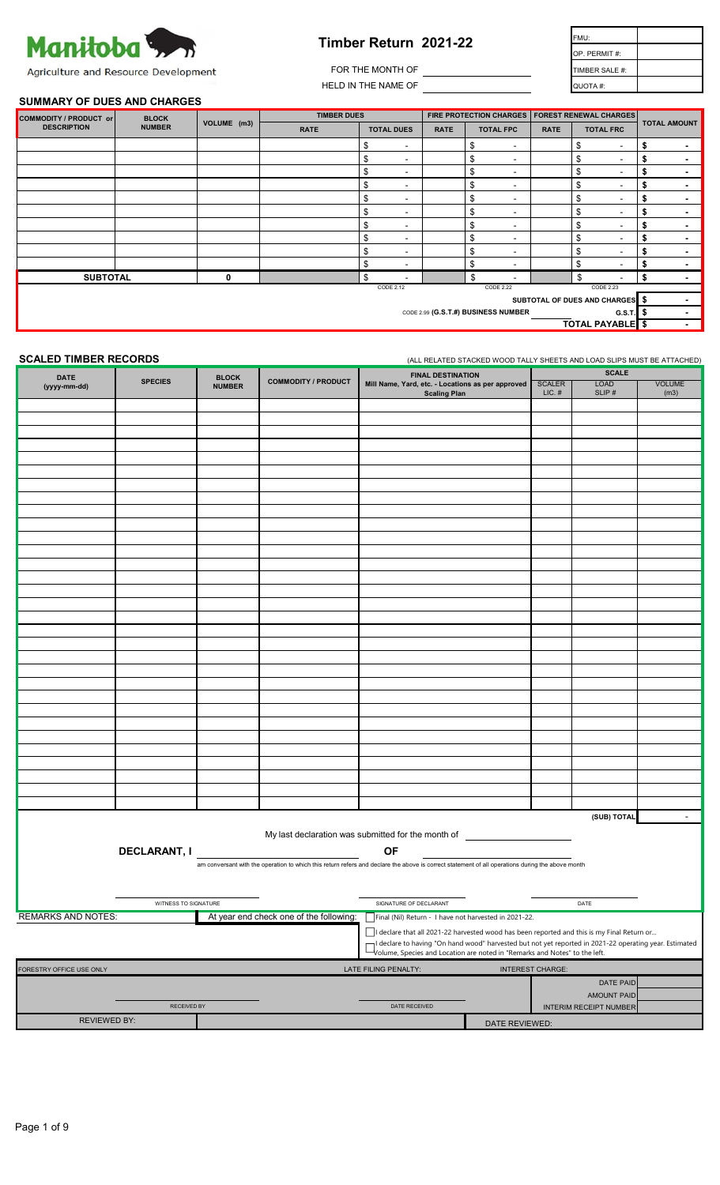Manitoba

Agriculture and Resource Development

# Timber Return 2021-22

FOR THE MONTH OF

HELD IN THE NAME OF

| FMU: | |
|---|---|
| OP. PERMIT #: | |
| TIMBER SALE #: | |
| QUOTA #: | |

## SUMMARY OF DUES AND CHARGES

| COMMODITY / PRODUCT or DESCRIPTION | BLOCK NUMBER | VOLUME (m3) | TIMBER DUES | | FIRE PROTECTION CHARGES | | FOREST RENEWAL CHARGES | | TOTAL AMOUNT |
|---|---|---|---|---|---|---|---|---|---|
| | | | RATE | TOTAL DUES | RATE | TOTAL FPC | RATE | TOTAL FRC | |
| | | | | $ - | | $ - | | $ - | $ - |
| | | | | $ - | | $ - | | $ - | $ - |
| | | | | $ - | | $ - | | $ - | $ - |
| | | | | $ - | | $ - | | $ - | $ - |
| | | | | $ - | | $ - | | $ - | $ - |
| | | | | $ - | | $ - | | $ - | $ - |
| | | | | $ - | | $ - | | $ - | $ - |
| | | | | $ - | | $ - | | $ - | $ - |
| | | | | $ - | | $ - | | $ - | $ - |
| | | | | $ - | | $ - | | $ - | $ - |
| **SUBTOTAL** | | 0 | | $ - | | $ - | | $ - | $ - |
| | | | | CODE 2.12 | | CODE 2.22 | | CODE 2.23 | |

SUBTOTAL OF DUES AND CHARGES $ -

CODE 2.99 (G.S.T.#) BUSINESS NUMBER ______ G.S.T. $ -

TOTAL PAYABLE $ -

## SCALED TIMBER RECORDS

(ALL RELATED STACKED WOOD TALLY SHEETS AND LOAD SLIPS MUST BE ATTACHED)

| DATE (yyyy-mm-dd) | SPECIES | BLOCK NUMBER | COMMODITY / PRODUCT | FINAL DESTINATION Mill Name, Yard, etc. - Locations as per approved Scaling Plan | SCALE | | |
|---|---|---|---|---|---|---|---|
| | | | | | SCALER LIC. # | LOAD SLIP # | VOLUME (m3) |
| | | | | | | | |
| | | | | | | | |
| | | | | | | | |
| | | | | | | | |
| | | | | | | | |
| | | | | | | | |
| | | | | | | | |
| | | | | | | | |
| | | | | | | | |
| | | | | | | | |
| | | | | | | | |
| | | | | | | | |
| | | | | | | | |
| | | | | | | | |
| | | | | | | | |
| | | | | | | | |
| | | | | | | | |
| | | | | | | | |
| | | | | | | | |
| | | | | | | | |
| | | | | | | | |
| | | | | | | | |
| | | | | | | | |
| | | | | | | | |
| | | | | | | | |
| | | | | | | | |
| | | | | | | | |
| | | | | | | | |
| | | | | | | | |
| | | | | | | | |
| | | | | | | (SUB) TOTAL | - |

My last declaration was submitted for the month of ______

DECLARANT, I ______ OF ______

am conversant with the operation to which this return refers and declare the above is correct statement of all operations during the above month

WITNESS TO SIGNATURE ______ SIGNATURE OF DECLARANT ______ DATE ______

REMARKS AND NOTES:

At year end check one of the following:

- ☐ Final (Nil) Return - I have not harvested in 2021-22.
- ☐ I declare that all 2021-22 harvested wood has been reported and this is my Final Return or...
- ☐ I declare to having "On hand wood" harvested but not yet reported in 2021-22 operating year. Estimated Volume, Species and Location are noted in "Remarks and Notes" to the left.

| FORESTRY OFFICE USE ONLY | LATE FILING PENALTY: | INTEREST CHARGE: | |
|---|---|---|---|
| | | DATE PAID | |
| | | AMOUNT PAID | |
| RECEIVED BY | DATE RECEIVED | INTERIM RECEIPT NUMBER | |
| REVIEWED BY: | | DATE REVIEWED: | |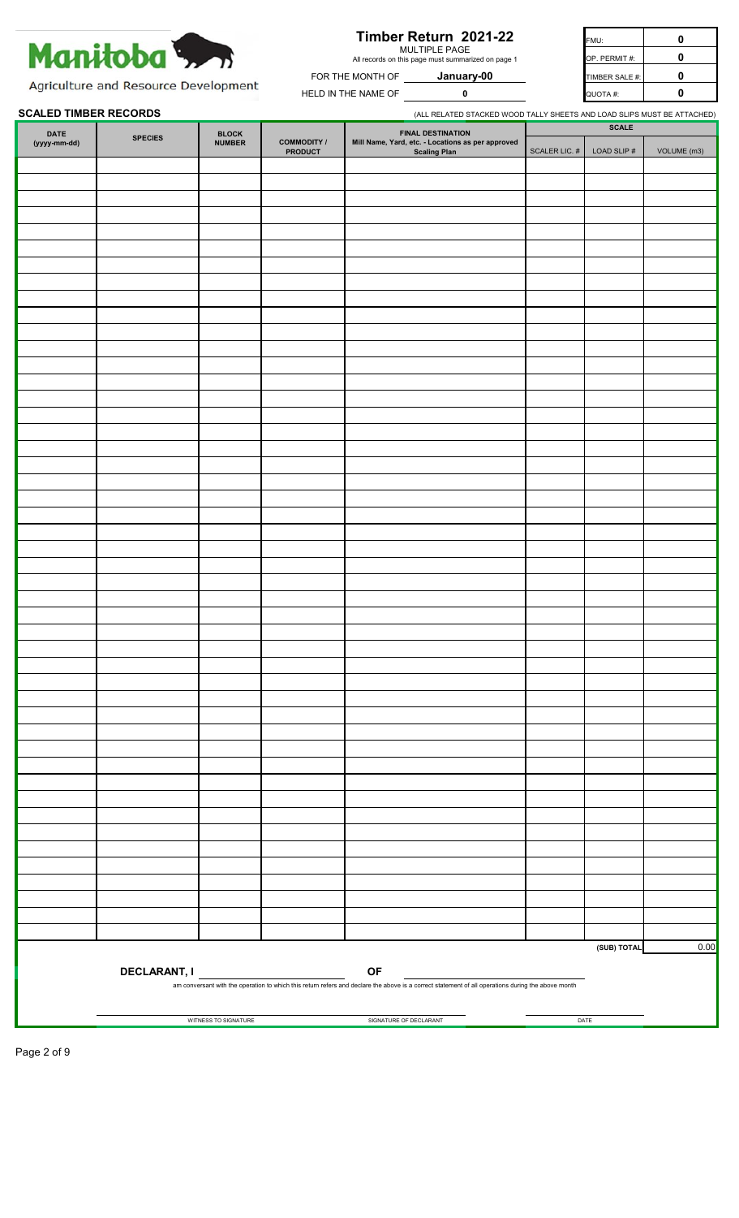Manitoba

Agriculture and Resource Development

# Timber Return 2021-22

MULTIPLE PAGE

All records on this page must summarized on page 1

FOR THE MONTH OF **January-00**

HELD IN THE NAME OF **0**

| | |
|---|---|
| FMU: | **0** |
| OP. PERMIT #: | **0** |
| TIMBER SALE #: | **0** |
| QUOTA #: | **0** |

**SCALED TIMBER RECORDS**

(ALL RELATED STACKED WOOD TALLY SHEETS AND LOAD SLIPS MUST BE ATTACHED)

| DATE (yyyy-mm-dd) | SPECIES | BLOCK NUMBER | COMMODITY / PRODUCT | FINAL DESTINATION Mill Name, Yard, etc. - Locations as per approved Scaling Plan | SCALE | | |
|---|---|---|---|---|---|---|---|
| | | | | | SCALER LIC. # | LOAD SLIP # | VOLUME (m3) |
| | | | | | | | |
| | | | | | | | |
| | | | | | | | |
| | | | | | | | |
| | | | | | | | |
| | | | | | | | |
| | | | | | | | |
| | | | | | | | |
| | | | | | | | |
| | | | | | | | |
| | | | | | | | |
| | | | | | | | |
| | | | | | | | |
| | | | | | | | |
| | | | | | | | |
| | | | | | | | |
| | | | | | | | |
| | | | | | | | |
| | | | | | | | |
| | | | | | | | |
| | | | | | | | |
| | | | | | | | |
| | | | | | | | |
| | | | | | | | |
| | | | | | | | |
| | | | | | | | |
| | | | | | | | |
| | | | | | | | |
| | | | | | | | |
| | | | | | | | |
| | | | | | | | |
| | | | | | | | |
| | | | | | | | |
| | | | | | | | |
| | | | | | | | |
| | | | | | | | |
| | | | | | | | |
| | | | | | | | |
| | | | | | | | |
| | | | | | | | |
| | | | | | | | |
| | | | | | | | |
| | | | | | | | |
| | | | | | | | |
| | | | | | | | |
| | | | | | | | |
| | | | | | | (SUB) TOTAL | 0.00 |

**DECLARANT, I** ______________________ **OF** ______________________

am conversant with the operation to which this return refers and declare the above is a correct statement of all operations during the above month

WITNESS TO SIGNATURE ______________________ SIGNATURE OF DECLARANT ______________________ DATE ______________________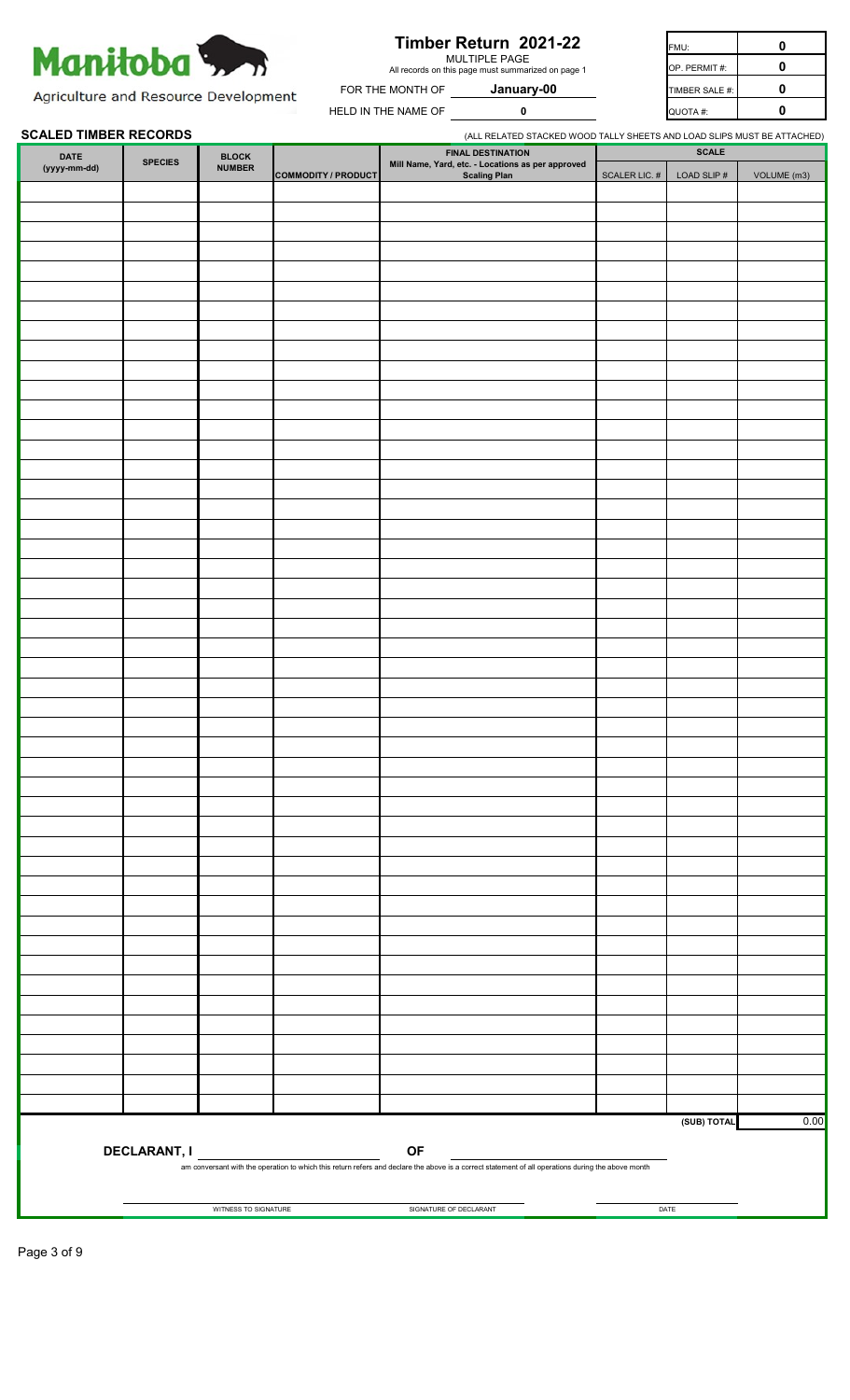Manitoba

Agriculture and Resource Development

# Timber Return 2021-22

MULTIPLE PAGE

All records on this page must summarized on page 1

FOR THE MONTH OF **January-00**

HELD IN THE NAME OF **0**

| FMU: | 0 |
|---|---|
| OP. PERMIT #: | 0 |
| TIMBER SALE #: | 0 |
| QUOTA #: | 0 |

**SCALED TIMBER RECORDS**

(ALL RELATED STACKED WOOD TALLY SHEETS AND LOAD SLIPS MUST BE ATTACHED)

| DATE (yyyy-mm-dd) | SPECIES | BLOCK NUMBER | COMMODITY / PRODUCT | FINAL DESTINATION Mill Name, Yard, etc. - Locations as per approved Scaling Plan | SCALE | | |
|---|---|---|---|---|---|---|---|
| | | | | | SCALER LIC. # | LOAD SLIP # | VOLUME (m3) |
| | | | | | | | |
| | | | | | | | |
| | | | | | | | |
| | | | | | | | |
| | | | | | | | |
| | | | | | | | |
| | | | | | | | |
| | | | | | | | |
| | | | | | | | |
| | | | | | | | |
| | | | | | | | |
| | | | | | | | |
| | | | | | | | |
| | | | | | | | |
| | | | | | | | |
| | | | | | | | |
| | | | | | | | |
| | | | | | | | |
| | | | | | | | |
| | | | | | | | |
| | | | | | | | |
| | | | | | | | |
| | | | | | | | |
| | | | | | | | |
| | | | | | | | |
| | | | | | | | |
| | | | | | | | |
| | | | | | | | |
| | | | | | | | |
| | | | | | | | |
| | | | | | | | |
| | | | | | | | |
| | | | | | | | |
| | | | | | | | |
| | | | | | | | |
| | | | | | | | |
| | | | | | | | |
| | | | | | | | |
| | | | | | | | |
| | | | | | | | |
| | | | | | | | |
| | | | | | | | |
| | | | | | | | |
| | | | | | | | |
| | | | | | | | |
| | | | | | | | |
| | | | | | | | |
| | | | | | | | |
| | | | | | | (SUB) TOTAL | 0.00 |

**DECLARANT, I** ______________________ **OF** ______________________

am conversant with the operation to which this return refers and declare the above is a correct statement of all operations during the above month

______________________ WITNESS TO SIGNATURE

______________________ SIGNATURE OF DECLARANT

______________________ DATE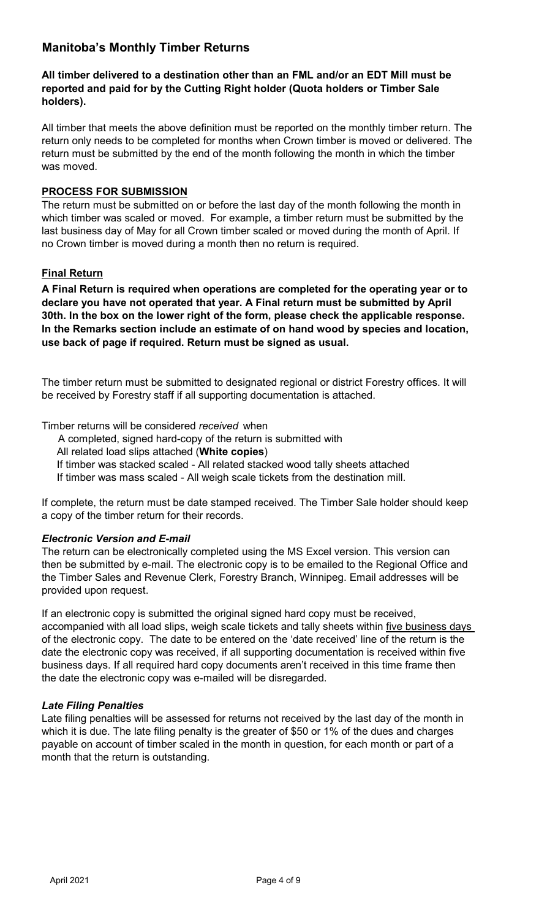## Manitoba's Monthly Timber Returns

**All timber delivered to a destination other than an FML and/or an EDT Mill must be reported and paid for by the Cutting Right holder (Quota holders or Timber Sale holders).**

All timber that meets the above definition must be reported on the monthly timber return. The return only needs to be completed for months when Crown timber is moved or delivered. The return must be submitted by the end of the month following the month in which the timber was moved.

### PROCESS FOR SUBMISSION

The return must be submitted on or before the last day of the month following the month in which timber was scaled or moved. For example, a timber return must be submitted by the last business day of May for all Crown timber scaled or moved during the month of April. If no Crown timber is moved during a month then no return is required.

### Final Return

**A Final Return is required when operations are completed for the operating year or to declare you have not operated that year. A Final return must be submitted by April 30th. In the box on the lower right of the form, please check the applicable response. In the Remarks section include an estimate of on hand wood by species and location, use back of page if required. Return must be signed as usual.**

The timber return must be submitted to designated regional or district Forestry offices. It will be received by Forestry staff if all supporting documentation is attached.

Timber returns will be considered *received* when

- A completed, signed hard-copy of the return is submitted with
- All related load slips attached (**White copies**)
- If timber was stacked scaled - All related stacked wood tally sheets attached
- If timber was mass scaled - All weigh scale tickets from the destination mill.

If complete, the return must be date stamped received. The Timber Sale holder should keep a copy of the timber return for their records.

#### *Electronic Version and E-mail*

The return can be electronically completed using the MS Excel version. This version can then be submitted by e-mail. The electronic copy is to be emailed to the Regional Office and the Timber Sales and Revenue Clerk, Forestry Branch, Winnipeg. Email addresses will be provided upon request.

If an electronic copy is submitted the original signed hard copy must be received, accompanied with all load slips, weigh scale tickets and tally sheets within five business days of the electronic copy. The date to be entered on the 'date received' line of the return is the date the electronic copy was received, if all supporting documentation is received within five business days. If all required hard copy documents aren't received in this time frame then the date the electronic copy was e-mailed will be disregarded.

#### *Late Filing Penalties*

Late filing penalties will be assessed for returns not received by the last day of the month in which it is due. The late filing penalty is the greater of $50 or 1% of the dues and charges payable on account of timber scaled in the month in question, for each month or part of a month that the return is outstanding.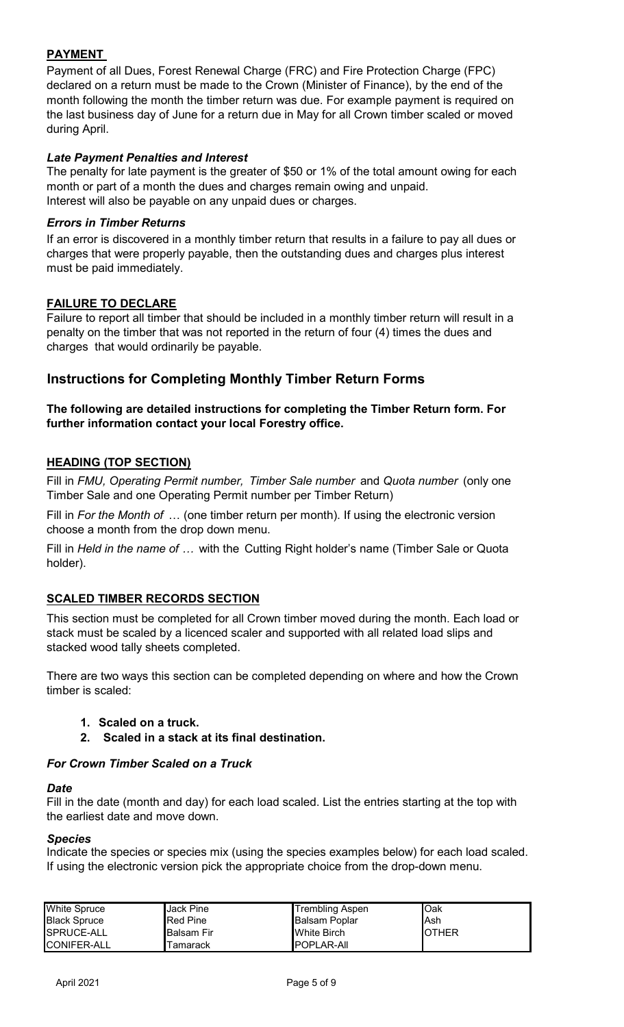## PAYMENT

Payment of all Dues, Forest Renewal Charge (FRC) and Fire Protection Charge (FPC) declared on a return must be made to the Crown (Minister of Finance), by the end of the month following the month the timber return was due. For example payment is required on the last business day of June for a return due in May for all Crown timber scaled or moved during April.

### *Late Payment Penalties and Interest*

The penalty for late payment is the greater of $50 or 1% of the total amount owing for each month or part of a month the dues and charges remain owing and unpaid.
Interest will also be payable on any unpaid dues or charges.

### *Errors in Timber Returns*

If an error is discovered in a monthly timber return that results in a failure to pay all dues or charges that were properly payable, then the outstanding dues and charges plus interest must be paid immediately.

## FAILURE TO DECLARE

Failure to report all timber that should be included in a monthly timber return will result in a penalty on the timber that was not reported in the return of four (4) times the dues and charges that would ordinarily be payable.

# Instructions for Completing Monthly Timber Return Forms

**The following are detailed instructions for completing the Timber Return form. For further information contact your local Forestry office.**

## HEADING (TOP SECTION)

Fill in *FMU, Operating Permit number, Timber Sale number* and *Quota number* (only one Timber Sale and one Operating Permit number per Timber Return)

Fill in *For the Month of* … (one timber return per month). If using the electronic version choose a month from the drop down menu.

Fill in *Held in the name of …* with the Cutting Right holder's name (Timber Sale or Quota holder).

## SCALED TIMBER RECORDS SECTION

This section must be completed for all Crown timber moved during the month. Each load or stack must be scaled by a licenced scaler and supported with all related load slips and stacked wood tally sheets completed.

There are two ways this section can be completed depending on where and how the Crown timber is scaled:

1. **Scaled on a truck.**
2. **Scaled in a stack at its final destination.**

### *For Crown Timber Scaled on a Truck*

#### *Date*

Fill in the date (month and day) for each load scaled. List the entries starting at the top with the earliest date and move down.

#### *Species*

Indicate the species or species mix (using the species examples below) for each load scaled. If using the electronic version pick the appropriate choice from the drop-down menu.

| | | | |
|---|---|---|---|
| White Spruce | Jack Pine | Trembling Aspen | Oak |
| Black Spruce | Red Pine | Balsam Poplar | Ash |
| SPRUCE-ALL | Balsam Fir | White Birch | OTHER |
| CONIFER-ALL | Tamarack | POPLAR-All | |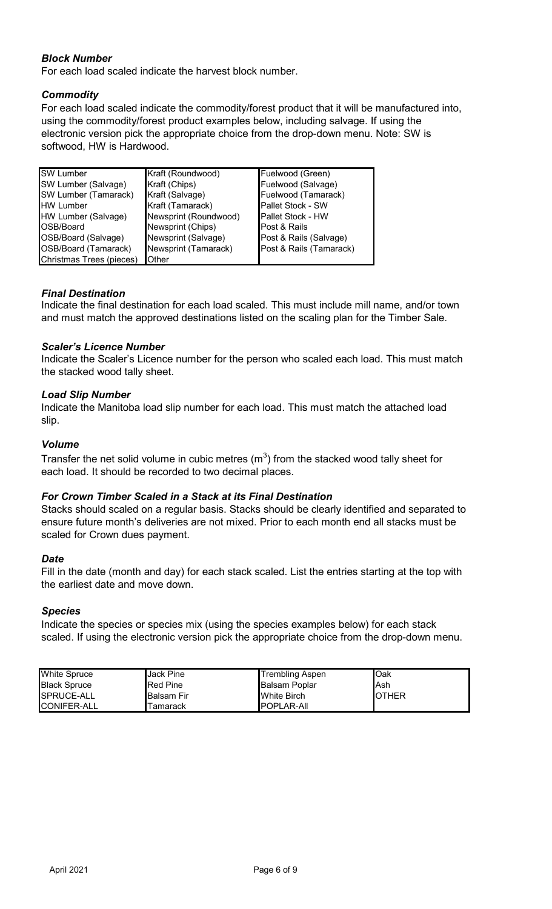### *Block Number*

For each load scaled indicate the harvest block number.

### *Commodity*

For each load scaled indicate the commodity/forest product that it will be manufactured into, using the commodity/forest product examples below, including salvage. If using the electronic version pick the appropriate choice from the drop-down menu. Note: SW is softwood, HW is Hardwood.

| | | |
|---|---|---|
| SW Lumber | Kraft (Roundwood) | Fuelwood (Green) |
| SW Lumber (Salvage) | Kraft (Chips) | Fuelwood (Salvage) |
| SW Lumber (Tamarack) | Kraft (Salvage) | Fuelwood (Tamarack) |
| HW Lumber | Kraft (Tamarack) | Pallet Stock - SW |
| HW Lumber (Salvage) | Newsprint (Roundwood) | Pallet Stock - HW |
| OSB/Board | Newsprint (Chips) | Post & Rails |
| OSB/Board (Salvage) | Newsprint (Salvage) | Post & Rails (Salvage) |
| OSB/Board (Tamarack) | Newsprint (Tamarack) | Post & Rails (Tamarack) |
| Christmas Trees (pieces) | Other | |

### *Final Destination*

Indicate the final destination for each load scaled. This must include mill name, and/or town and must match the approved destinations listed on the scaling plan for the Timber Sale.

### *Scaler's Licence Number*

Indicate the Scaler's Licence number for the person who scaled each load. This must match the stacked wood tally sheet.

### *Load Slip Number*

Indicate the Manitoba load slip number for each load. This must match the attached load slip.

### *Volume*

Transfer the net solid volume in cubic metres ($m^3$) from the stacked wood tally sheet for each load. It should be recorded to two decimal places.

### *For Crown Timber Scaled in a Stack at its Final Destination*

Stacks should scaled on a regular basis. Stacks should be clearly identified and separated to ensure future month's deliveries are not mixed. Prior to each month end all stacks must be scaled for Crown dues payment.

### *Date*

Fill in the date (month and day) for each stack scaled. List the entries starting at the top with the earliest date and move down.

### *Species*

Indicate the species or species mix (using the species examples below) for each stack scaled. If using the electronic version pick the appropriate choice from the drop-down menu.

| | | | |
|---|---|---|---|
| White Spruce | Jack Pine | Trembling Aspen | Oak |
| Black Spruce | Red Pine | Balsam Poplar | Ash |
| SPRUCE-ALL | Balsam Fir | White Birch | OTHER |
| CONIFER-ALL | Tamarack | POPLAR-All | |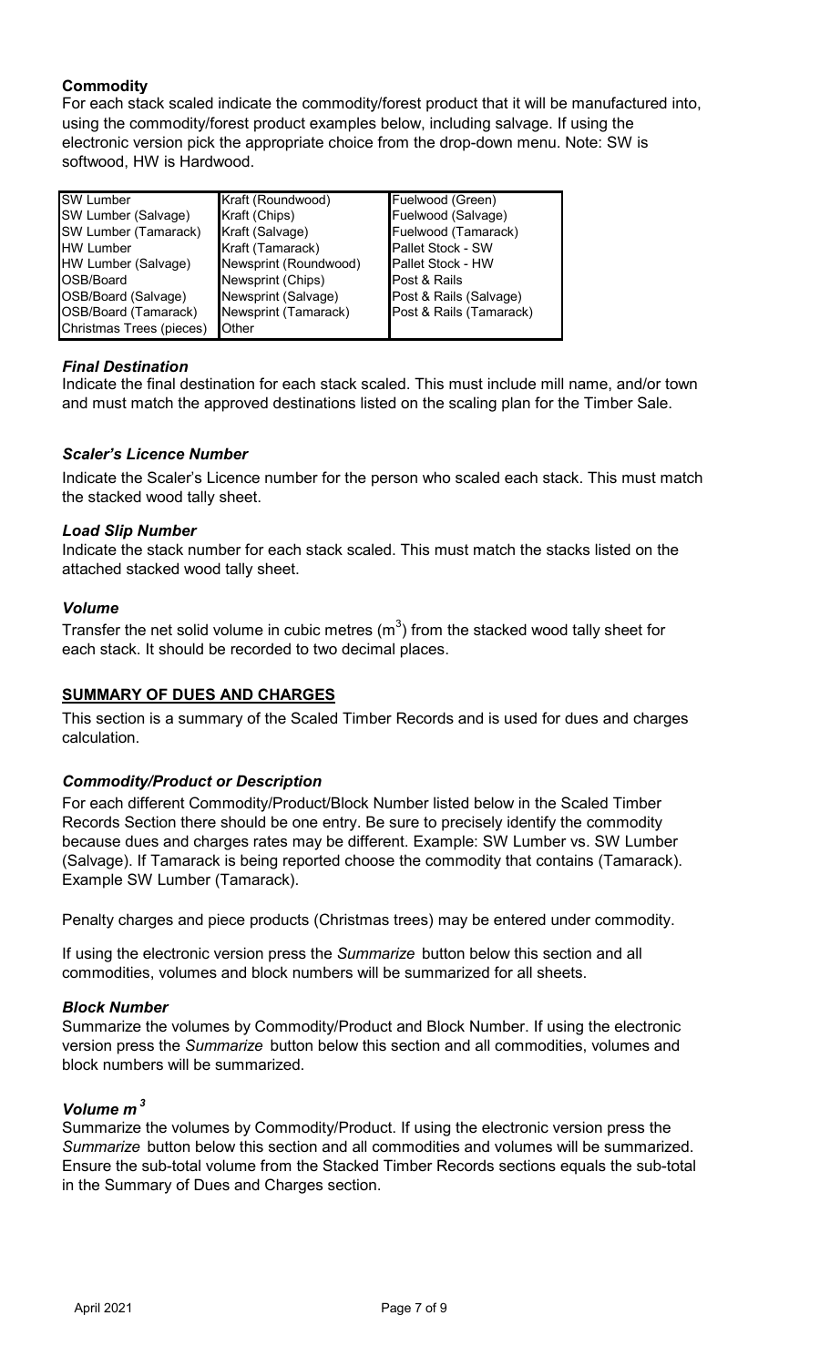**Commodity**

For each stack scaled indicate the commodity/forest product that it will be manufactured into, using the commodity/forest product examples below, including salvage. If using the electronic version pick the appropriate choice from the drop-down menu. Note: SW is softwood, HW is Hardwood.

| | | |
|---|---|---|
| SW Lumber | Kraft (Roundwood) | Fuelwood (Green) |
| SW Lumber (Salvage) | Kraft (Chips) | Fuelwood (Salvage) |
| SW Lumber (Tamarack) | Kraft (Salvage) | Fuelwood (Tamarack) |
| HW Lumber | Kraft (Tamarack) | Pallet Stock - SW |
| HW Lumber (Salvage) | Newsprint (Roundwood) | Pallet Stock - HW |
| OSB/Board | Newsprint (Chips) | Post & Rails |
| OSB/Board (Salvage) | Newsprint (Salvage) | Post & Rails (Salvage) |
| OSB/Board (Tamarack) | Newsprint (Tamarack) | Post & Rails (Tamarack) |
| Christmas Trees (pieces) | Other | |

***Final Destination***

Indicate the final destination for each stack scaled. This must include mill name, and/or town and must match the approved destinations listed on the scaling plan for the Timber Sale.

***Scaler's Licence Number***

Indicate the Scaler's Licence number for the person who scaled each stack. This must match the stacked wood tally sheet.

***Load Slip Number***

Indicate the stack number for each stack scaled. This must match the stacks listed on the attached stacked wood tally sheet.

***Volume***

Transfer the net solid volume in cubic metres ($m^3$) from the stacked wood tally sheet for each stack. It should be recorded to two decimal places.

**SUMMARY OF DUES AND CHARGES**

This section is a summary of the Scaled Timber Records and is used for dues and charges calculation.

***Commodity/Product or Description***

For each different Commodity/Product/Block Number listed below in the Scaled Timber Records Section there should be one entry. Be sure to precisely identify the commodity because dues and charges rates may be different. Example: SW Lumber vs. SW Lumber (Salvage). If Tamarack is being reported choose the commodity that contains (Tamarack). Example SW Lumber (Tamarack).

Penalty charges and piece products (Christmas trees) may be entered under commodity.

If using the electronic version press the *Summarize* button below this section and all commodities, volumes and block numbers will be summarized for all sheets.

***Block Number***

Summarize the volumes by Commodity/Product and Block Number. If using the electronic version press the *Summarize* button below this section and all commodities, volumes and block numbers will be summarized.

***Volume $m^3$***

Summarize the volumes by Commodity/Product. If using the electronic version press the *Summarize* button below this section and all commodities and volumes will be summarized. Ensure the sub-total volume from the Stacked Timber Records sections equals the sub-total in the Summary of Dues and Charges section.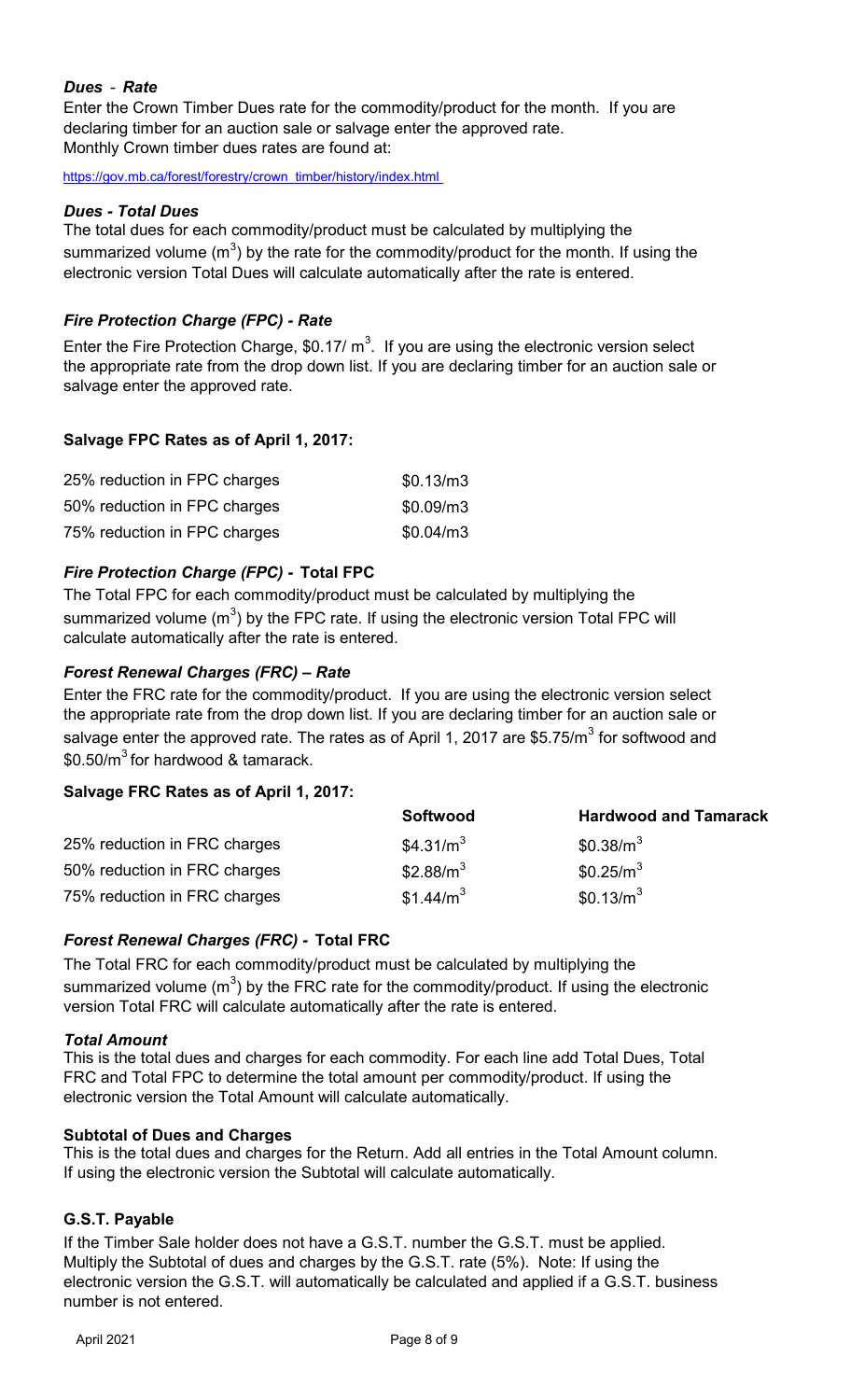***Dues - Rate***

Enter the Crown Timber Dues rate for the commodity/product for the month. If you are declaring timber for an auction sale or salvage enter the approved rate.
Monthly Crown timber dues rates are found at:

https://gov.mb.ca/forest/forestry/crown_timber/history/index.html

***Dues - Total Dues***

The total dues for each commodity/product must be calculated by multiplying the summarized volume ($m^3$) by the rate for the commodity/product for the month. If using the electronic version Total Dues will calculate automatically after the rate is entered.

***Fire Protection Charge (FPC) - Rate***

Enter the Fire Protection Charge, \$0.17/ $m^3$. If you are using the electronic version select the appropriate rate from the drop down list. If you are declaring timber for an auction sale or salvage enter the approved rate.

**Salvage FPC Rates as of April 1, 2017:**

| | |
|---|---|
| 25% reduction in FPC charges | \$0.13/m3 |
| 50% reduction in FPC charges | \$0.09/m3 |
| 75% reduction in FPC charges | \$0.04/m3 |

***Fire Protection Charge (FPC) -* Total FPC**

The Total FPC for each commodity/product must be calculated by multiplying the summarized volume ($m^3$) by the FPC rate. If using the electronic version Total FPC will calculate automatically after the rate is entered.

***Forest Renewal Charges (FRC) – Rate***

Enter the FRC rate for the commodity/product. If you are using the electronic version select the appropriate rate from the drop down list. If you are declaring timber for an auction sale or salvage enter the approved rate. The rates as of April 1, 2017 are \$5.75/$m^3$ for softwood and \$0.50/$m^3$ for hardwood & tamarack.

**Salvage FRC Rates as of April 1, 2017:**

| | **Softwood** | **Hardwood and Tamarack** |
|---|---|---|
| 25% reduction in FRC charges | \$4.31/$m^3$ | \$0.38/$m^3$ |
| 50% reduction in FRC charges | \$2.88/$m^3$ | \$0.25/$m^3$ |
| 75% reduction in FRC charges | \$1.44/$m^3$ | \$0.13/$m^3$ |

***Forest Renewal Charges (FRC) -* Total FRC**

The Total FRC for each commodity/product must be calculated by multiplying the summarized volume ($m^3$) by the FRC rate for the commodity/product. If using the electronic version Total FRC will calculate automatically after the rate is entered.

***Total Amount***

This is the total dues and charges for each commodity. For each line add Total Dues, Total FRC and Total FPC to determine the total amount per commodity/product. If using the electronic version the Total Amount will calculate automatically.

**Subtotal of Dues and Charges**

This is the total dues and charges for the Return. Add all entries in the Total Amount column. If using the electronic version the Subtotal will calculate automatically.

**G.S.T. Payable**

If the Timber Sale holder does not have a G.S.T. number the G.S.T. must be applied. Multiply the Subtotal of dues and charges by the G.S.T. rate (5%). Note: If using the electronic version the G.S.T. will automatically be calculated and applied if a G.S.T. business number is not entered.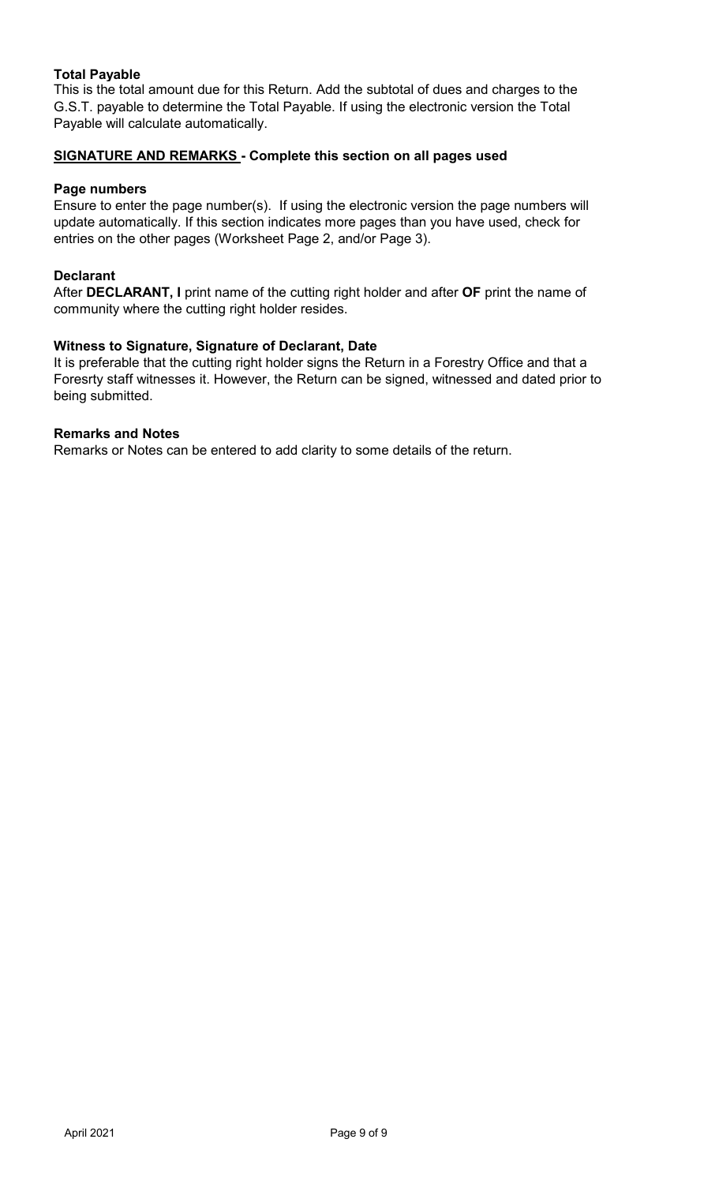### Total Payable

This is the total amount due for this Return. Add the subtotal of dues and charges to the G.S.T. payable to determine the Total Payable. If using the electronic version the Total Payable will calculate automatically.

## SIGNATURE AND REMARKS - Complete this section on all pages used

### Page numbers

Ensure to enter the page number(s). If using the electronic version the page numbers will update automatically. If this section indicates more pages than you have used, check for entries on the other pages (Worksheet Page 2, and/or Page 3).

### Declarant

After **DECLARANT, I** print name of the cutting right holder and after **OF** print the name of community where the cutting right holder resides.

### Witness to Signature, Signature of Declarant, Date

It is preferable that the cutting right holder signs the Return in a Forestry Office and that a Foresrty staff witnesses it. However, the Return can be signed, witnessed and dated prior to being submitted.

### Remarks and Notes

Remarks or Notes can be entered to add clarity to some details of the return.